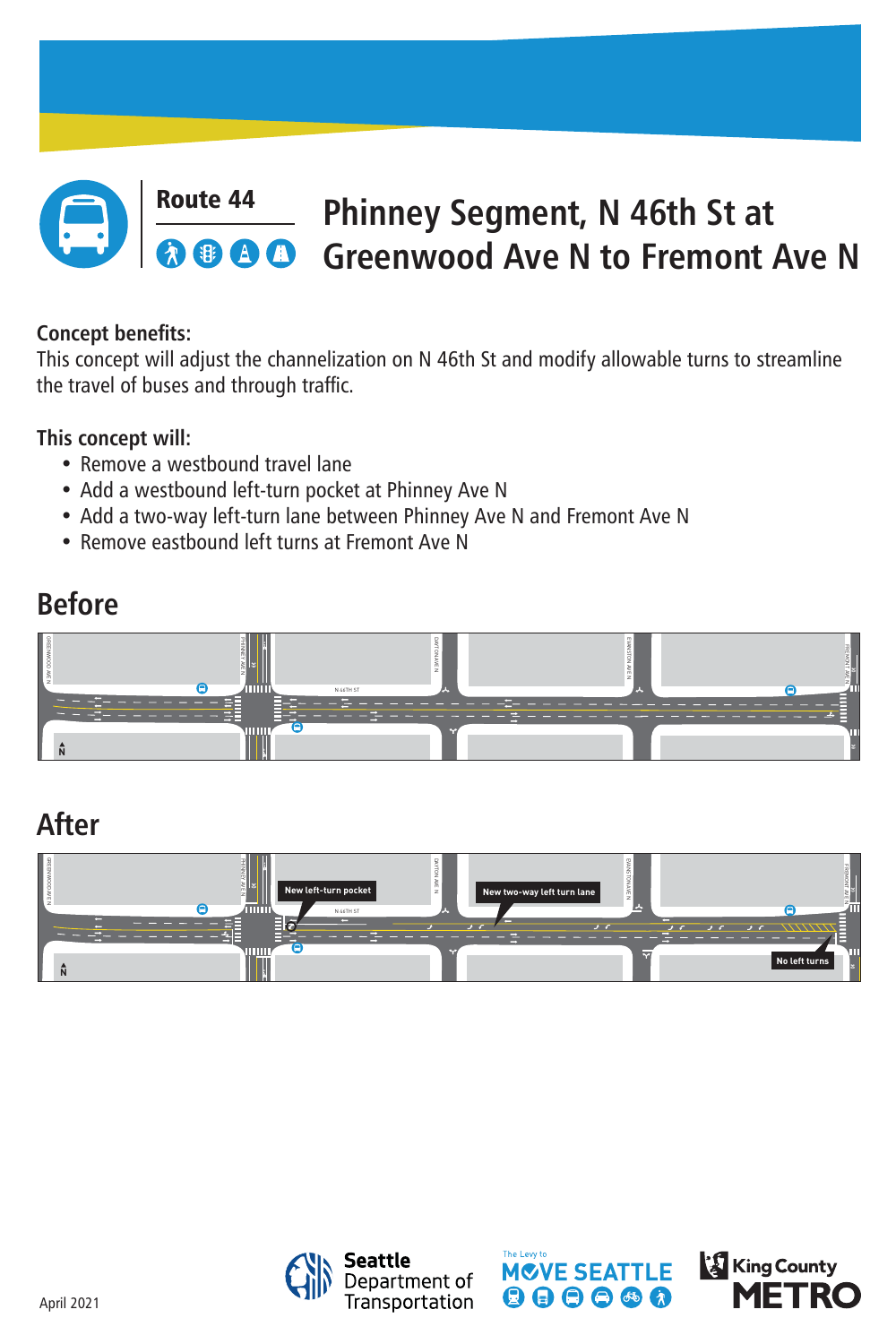**Route 44**

# Phinney Segment, N 46th St at Greenwood Ave N to Fremont Ave N

**Concept benefits:**
This concept will adjust the channelization on N 46th St and modify allowable turns to streamline the travel of buses and through traffic.

**This concept will:**

- Remove a westbound travel lane
- Add a westbound left-turn pocket at Phinney Ave N
- Add a two-way left-turn lane between Phinney Ave N and Fremont Ave N
- Remove eastbound left turns at Fremont Ave N

## Before

## After

New left-turn pocket

New two-way left turn lane

No left turns

April 2021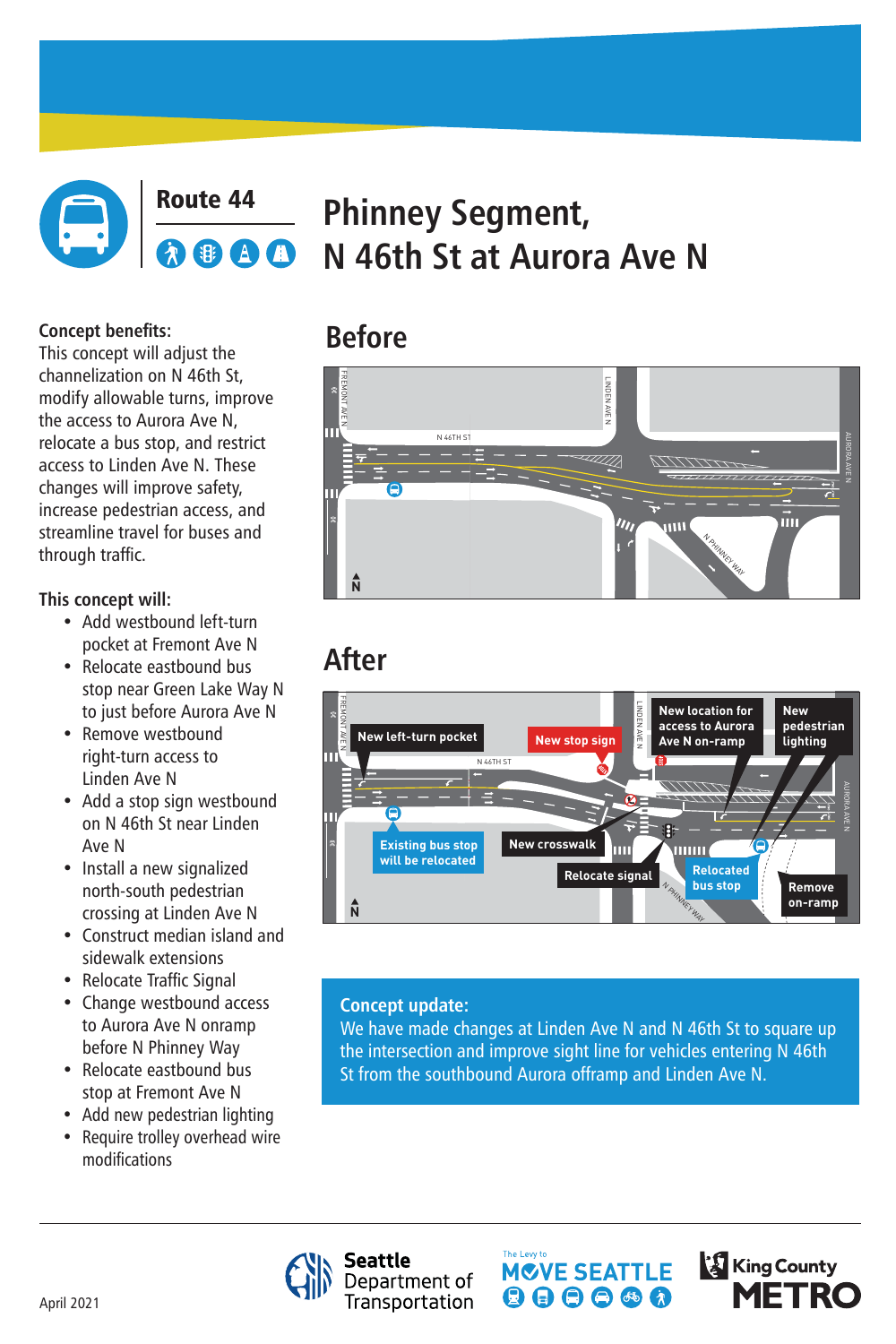## Route 44

# Phinney Segment, N 46th St at Aurora Ave N

**Concept benefits:**
This concept will adjust the channelization on N 46th St, modify allowable turns, improve the access to Aurora Ave N, relocate a bus stop, and restrict access to Linden Ave N. These changes will improve safety, increase pedestrian access, and streamline travel for buses and through traffic.

**This concept will:**

- Add westbound left-turn pocket at Fremont Ave N
- Relocate eastbound bus stop near Green Lake Way N to just before Aurora Ave N
- Remove westbound right-turn access to Linden Ave N
- Add a stop sign westbound on N 46th St near Linden Ave N
- Install a new signalized north-south pedestrian crossing at Linden Ave N
- Construct median island and sidewalk extensions
- Relocate Traffic Signal
- Change westbound access to Aurora Ave N onramp before N Phinney Way
- Relocate eastbound bus stop at Fremont Ave N
- Add new pedestrian lighting
- Require trolley overhead wire modifications

## Before

FREMONT AVE N | LINDEN AVE N | N 46TH ST | AURORA AVE N | N PHINNEY WAY | N

## After

FREMONT AVE N | LINDEN AVE N | N 46TH ST | AURORA AVE N | N PHINNEY WAY | N

New left-turn pocket | New stop sign | New location for access to Aurora Ave N on-ramp | New pedestrian lighting | Existing bus stop will be relocated | New crosswalk | Relocate signal | Relocated bus stop | Remove on-ramp

**Concept update:**
We have made changes at Linden Ave N and N 46th St to square up the intersection and improve sight line for vehicles entering N 46th St from the southbound Aurora offramp and Linden Ave N.

April 2021

Seattle Department of Transportation | The Levy to MOVE SEATTLE | King County METRO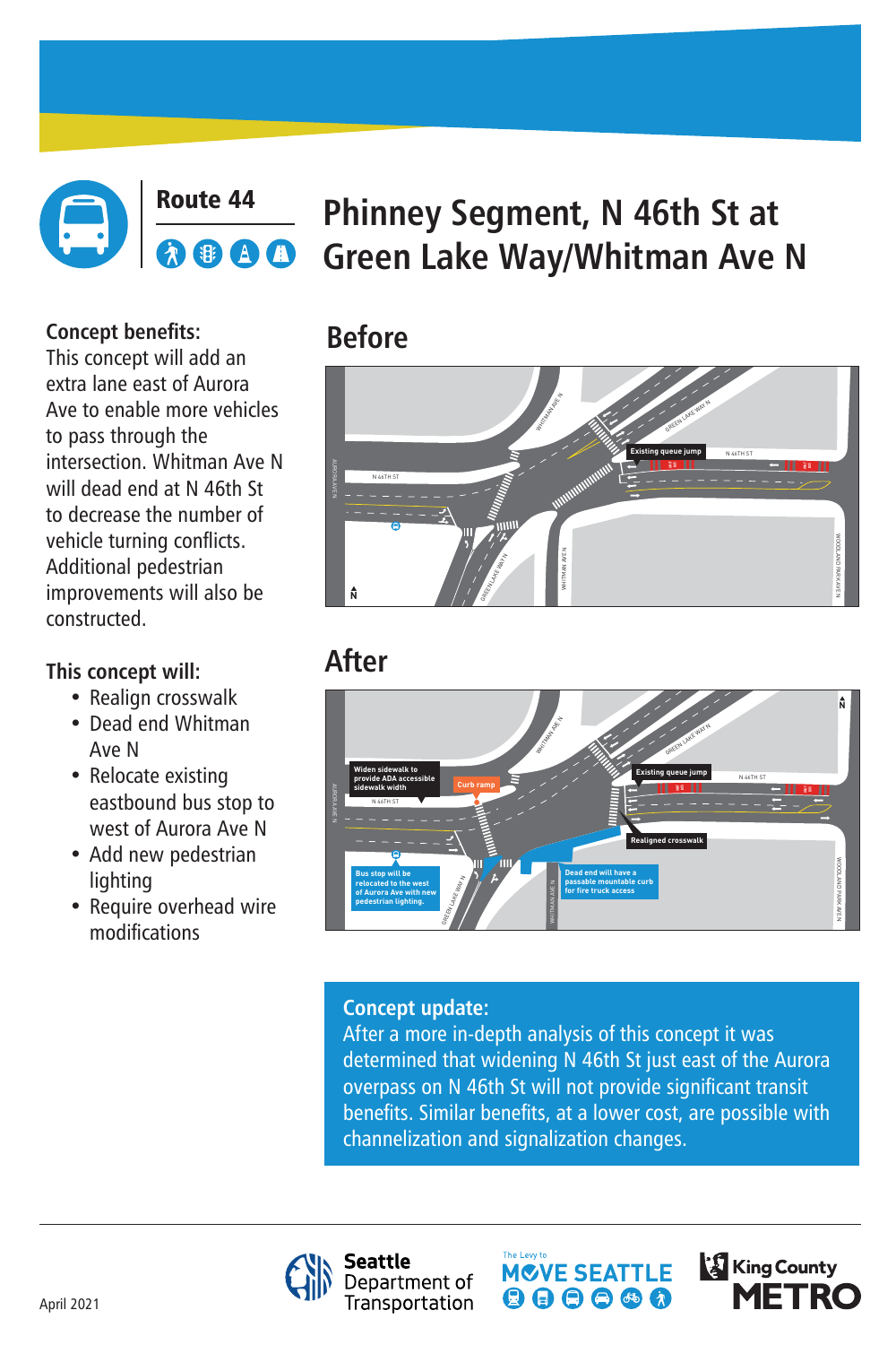Route 44

# Phinney Segment, N 46th St at Green Lake Way/Whitman Ave N

**Concept benefits:**
This concept will add an extra lane east of Aurora Ave to enable more vehicles to pass through the intersection. Whitman Ave N will dead end at N 46th St to decrease the number of vehicle turning conflicts. Additional pedestrian improvements will also be constructed.

**This concept will:**

- Realign crosswalk
- Dead end Whitman Ave N
- Relocate existing eastbound bus stop to west of Aurora Ave N
- Add new pedestrian lighting
- Require overhead wire modifications

## Before

Existing queue jump

## After

Widen sidewalk to provide ADA accessible sidewalk width

Curb ramp

Existing queue jump

Realigned crosswalk

Bus stop will be relocated to the west of Aurora Ave with new pedestrian lighting.

Dead end will have a passable mountable curb for fire truck access

**Concept update:**
After a more in-depth analysis of this concept it was determined that widening N 46th St just east of the Aurora overpass on N 46th St will not provide significant transit benefits. Similar benefits, at a lower cost, are possible with channelization and signalization changes.

April 2021

Seattle Department of Transportation | The Levy to MOVE SEATTLE | King County METRO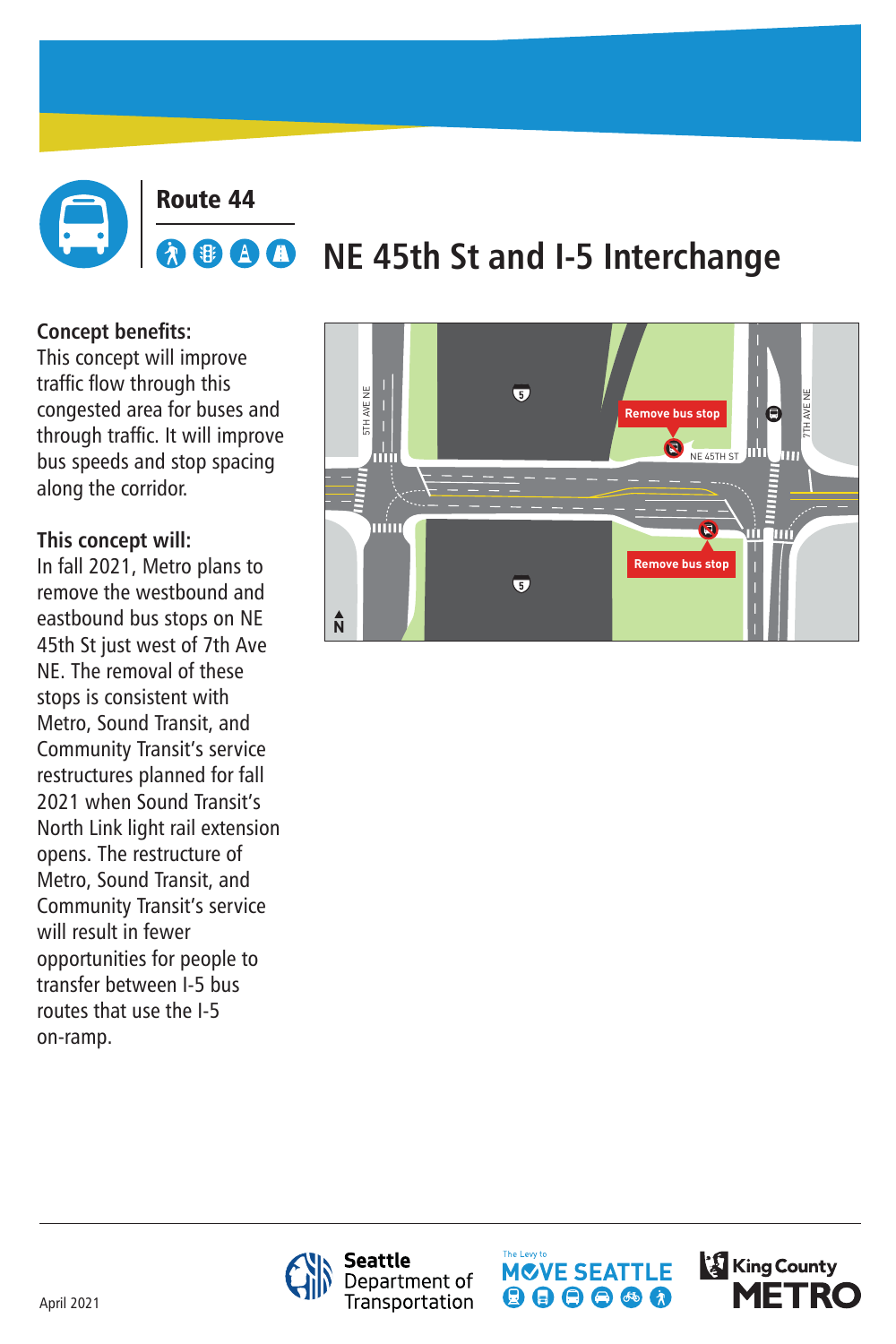# Route 44

## NE 45th St and I-5 Interchange

**Concept benefits:**
This concept will improve traffic flow through this congested area for buses and through traffic. It will improve bus speeds and stop spacing along the corridor.

**This concept will:**
In fall 2021, Metro plans to remove the westbound and eastbound bus stops on NE 45th St just west of 7th Ave NE. The removal of these stops is consistent with Metro, Sound Transit, and Community Transit's service restructures planned for fall 2021 when Sound Transit's North Link light rail extension opens. The restructure of Metro, Sound Transit, and Community Transit's service will result in fewer opportunities for people to transfer between I-5 bus routes that use the I-5 on-ramp.

5TH AVE NE

7TH AVE NE

NE 45TH ST

Remove bus stop

Remove bus stop

5

5

N

April 2021

Seattle Department of Transportation

The Levy to MOVE SEATTLE

King County METRO